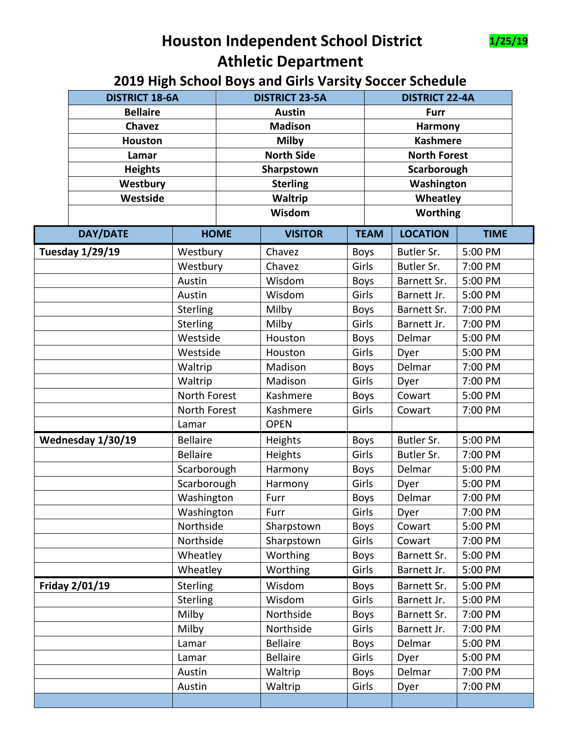# Houston Independent School District

**1/25/19**

## Athletic Department

### 2019 High School Boys and Girls Varsity Soccer Schedule

| DISTRICT 18-6A | DISTRICT 23-5A | DISTRICT 22-4A |
|---|---|---|
| Bellaire | Austin | Furr |
| Chavez | Madison | Harmony |
| Houston | Milby | Kashmere |
| Lamar | North Side | North Forest |
| Heights | Sharpstown | Scarborough |
| Westbury | Sterling | Washington |
| Westside | Waltrip | Wheatley |
| | Wisdom | Worthing |

| DAY/DATE | HOME | VISITOR | TEAM | LOCATION | TIME |
|---|---|---|---|---|---|
| **Tuesday 1/29/19** | Westbury | Chavez | Boys | Butler Sr. | 5:00 PM |
| | Westbury | Chavez | Girls | Butler Sr. | 7:00 PM |
| | Austin | Wisdom | Boys | Barnett Sr. | 5:00 PM |
| | Austin | Wisdom | Girls | Barnett Jr. | 5:00 PM |
| | Sterling | Milby | Boys | Barnett Sr. | 7:00 PM |
| | Sterling | Milby | Girls | Barnett Jr. | 7:00 PM |
| | Westside | Houston | Boys | Delmar | 5:00 PM |
| | Westside | Houston | Girls | Dyer | 5:00 PM |
| | Waltrip | Madison | Boys | Delmar | 7:00 PM |
| | Waltrip | Madison | Girls | Dyer | 7:00 PM |
| | North Forest | Kashmere | Boys | Cowart | 5:00 PM |
| | North Forest | Kashmere | Girls | Cowart | 7:00 PM |
| | Lamar | OPEN | | | |
| **Wednesday 1/30/19** | Bellaire | Heights | Boys | Butler Sr. | 5:00 PM |
| | Bellaire | Heights | Girls | Butler Sr. | 7:00 PM |
| | Scarborough | Harmony | Boys | Delmar | 5:00 PM |
| | Scarborough | Harmony | Girls | Dyer | 5:00 PM |
| | Washington | Furr | Boys | Delmar | 7:00 PM |
| | Washington | Furr | Girls | Dyer | 7:00 PM |
| | Northside | Sharpstown | Boys | Cowart | 5:00 PM |
| | Northside | Sharpstown | Girls | Cowart | 7:00 PM |
| | Wheatley | Worthing | Boys | Barnett Sr. | 5:00 PM |
| | Wheatley | Worthing | Girls | Barnett Jr. | 5:00 PM |
| **Friday 2/01/19** | Sterling | Wisdom | Boys | Barnett Sr. | 5:00 PM |
| | Sterling | Wisdom | Girls | Barnett Jr. | 5:00 PM |
| | Milby | Northside | Boys | Barnett Sr. | 7:00 PM |
| | Milby | Northside | Girls | Barnett Jr. | 7:00 PM |
| | Lamar | Bellaire | Boys | Delmar | 5:00 PM |
| | Lamar | Bellaire | Girls | Dyer | 5:00 PM |
| | Austin | Waltrip | Boys | Delmar | 7:00 PM |
| | Austin | Waltrip | Girls | Dyer | 7:00 PM |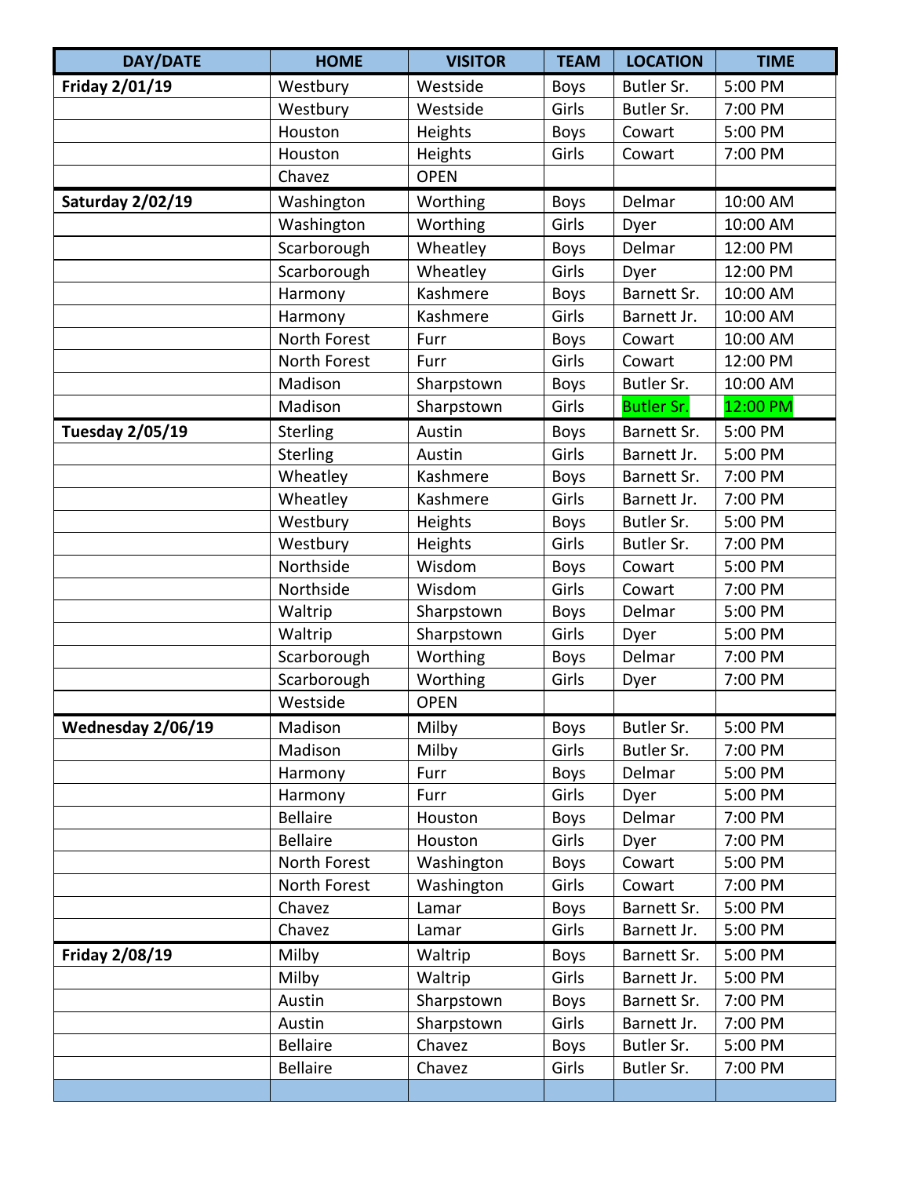| DAY/DATE | HOME | VISITOR | TEAM | LOCATION | TIME |
|---|---|---|---|---|---|
| **Friday 2/01/19** | Westbury | Westside | Boys | Butler Sr. | 5:00 PM |
| | Westbury | Westside | Girls | Butler Sr. | 7:00 PM |
| | Houston | Heights | Boys | Cowart | 5:00 PM |
| | Houston | Heights | Girls | Cowart | 7:00 PM |
| | Chavez | OPEN | | | |
| **Saturday 2/02/19** | Washington | Worthing | Boys | Delmar | 10:00 AM |
| | Washington | Worthing | Girls | Dyer | 10:00 AM |
| | Scarborough | Wheatley | Boys | Delmar | 12:00 PM |
| | Scarborough | Wheatley | Girls | Dyer | 12:00 PM |
| | Harmony | Kashmere | Boys | Barnett Sr. | 10:00 AM |
| | Harmony | Kashmere | Girls | Barnett Jr. | 10:00 AM |
| | North Forest | Furr | Boys | Cowart | 10:00 AM |
| | North Forest | Furr | Girls | Cowart | 12:00 PM |
| | Madison | Sharpstown | Boys | Butler Sr. | 10:00 AM |
| | Madison | Sharpstown | Girls | Butler Sr. | 12:00 PM |
| **Tuesday 2/05/19** | Sterling | Austin | Boys | Barnett Sr. | 5:00 PM |
| | Sterling | Austin | Girls | Barnett Jr. | 5:00 PM |
| | Wheatley | Kashmere | Boys | Barnett Sr. | 7:00 PM |
| | Wheatley | Kashmere | Girls | Barnett Jr. | 7:00 PM |
| | Westbury | Heights | Boys | Butler Sr. | 5:00 PM |
| | Westbury | Heights | Girls | Butler Sr. | 7:00 PM |
| | Northside | Wisdom | Boys | Cowart | 5:00 PM |
| | Northside | Wisdom | Girls | Cowart | 7:00 PM |
| | Waltrip | Sharpstown | Boys | Delmar | 5:00 PM |
| | Waltrip | Sharpstown | Girls | Dyer | 5:00 PM |
| | Scarborough | Worthing | Boys | Delmar | 7:00 PM |
| | Scarborough | Worthing | Girls | Dyer | 7:00 PM |
| | Westside | OPEN | | | |
| **Wednesday 2/06/19** | Madison | Milby | Boys | Butler Sr. | 5:00 PM |
| | Madison | Milby | Girls | Butler Sr. | 7:00 PM |
| | Harmony | Furr | Boys | Delmar | 5:00 PM |
| | Harmony | Furr | Girls | Dyer | 5:00 PM |
| | Bellaire | Houston | Boys | Delmar | 7:00 PM |
| | Bellaire | Houston | Girls | Dyer | 7:00 PM |
| | North Forest | Washington | Boys | Cowart | 5:00 PM |
| | North Forest | Washington | Girls | Cowart | 7:00 PM |
| | Chavez | Lamar | Boys | Barnett Sr. | 5:00 PM |
| | Chavez | Lamar | Girls | Barnett Jr. | 5:00 PM |
| **Friday 2/08/19** | Milby | Waltrip | Boys | Barnett Sr. | 5:00 PM |
| | Milby | Waltrip | Girls | Barnett Jr. | 5:00 PM |
| | Austin | Sharpstown | Boys | Barnett Sr. | 7:00 PM |
| | Austin | Sharpstown | Girls | Barnett Jr. | 7:00 PM |
| | Bellaire | Chavez | Boys | Butler Sr. | 5:00 PM |
| | Bellaire | Chavez | Girls | Butler Sr. | 7:00 PM |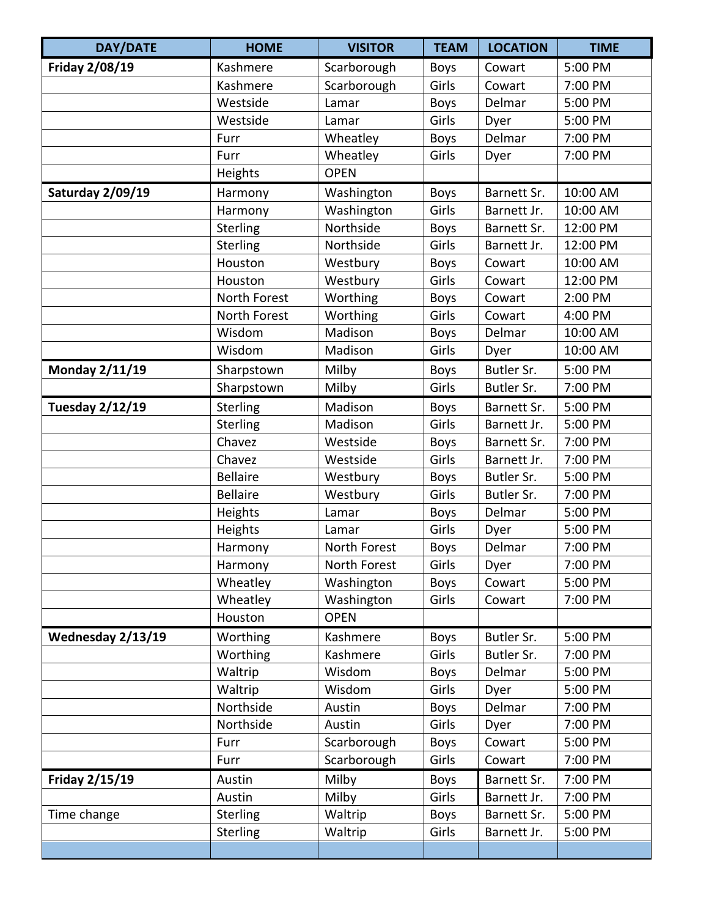| DAY/DATE | HOME | VISITOR | TEAM | LOCATION | TIME |
|---|---|---|---|---|---|
| **Friday 2/08/19** | Kashmere | Scarborough | Boys | Cowart | 5:00 PM |
| | Kashmere | Scarborough | Girls | Cowart | 7:00 PM |
| | Westside | Lamar | Boys | Delmar | 5:00 PM |
| | Westside | Lamar | Girls | Dyer | 5:00 PM |
| | Furr | Wheatley | Boys | Delmar | 7:00 PM |
| | Furr | Wheatley | Girls | Dyer | 7:00 PM |
| | Heights | OPEN | | | |
| **Saturday 2/09/19** | Harmony | Washington | Boys | Barnett Sr. | 10:00 AM |
| | Harmony | Washington | Girls | Barnett Jr. | 10:00 AM |
| | Sterling | Northside | Boys | Barnett Sr. | 12:00 PM |
| | Sterling | Northside | Girls | Barnett Jr. | 12:00 PM |
| | Houston | Westbury | Boys | Cowart | 10:00 AM |
| | Houston | Westbury | Girls | Cowart | 12:00 PM |
| | North Forest | Worthing | Boys | Cowart | 2:00 PM |
| | North Forest | Worthing | Girls | Cowart | 4:00 PM |
| | Wisdom | Madison | Boys | Delmar | 10:00 AM |
| | Wisdom | Madison | Girls | Dyer | 10:00 AM |
| **Monday 2/11/19** | Sharpstown | Milby | Boys | Butler Sr. | 5:00 PM |
| | Sharpstown | Milby | Girls | Butler Sr. | 7:00 PM |
| **Tuesday 2/12/19** | Sterling | Madison | Boys | Barnett Sr. | 5:00 PM |
| | Sterling | Madison | Girls | Barnett Jr. | 5:00 PM |
| | Chavez | Westside | Boys | Barnett Sr. | 7:00 PM |
| | Chavez | Westside | Girls | Barnett Jr. | 7:00 PM |
| | Bellaire | Westbury | Boys | Butler Sr. | 5:00 PM |
| | Bellaire | Westbury | Girls | Butler Sr. | 7:00 PM |
| | Heights | Lamar | Boys | Delmar | 5:00 PM |
| | Heights | Lamar | Girls | Dyer | 5:00 PM |
| | Harmony | North Forest | Boys | Delmar | 7:00 PM |
| | Harmony | North Forest | Girls | Dyer | 7:00 PM |
| | Wheatley | Washington | Boys | Cowart | 5:00 PM |
| | Wheatley | Washington | Girls | Cowart | 7:00 PM |
| | Houston | OPEN | | | |
| **Wednesday 2/13/19** | Worthing | Kashmere | Boys | Butler Sr. | 5:00 PM |
| | Worthing | Kashmere | Girls | Butler Sr. | 7:00 PM |
| | Waltrip | Wisdom | Boys | Delmar | 5:00 PM |
| | Waltrip | Wisdom | Girls | Dyer | 5:00 PM |
| | Northside | Austin | Boys | Delmar | 7:00 PM |
| | Northside | Austin | Girls | Dyer | 7:00 PM |
| | Furr | Scarborough | Boys | Cowart | 5:00 PM |
| | Furr | Scarborough | Girls | Cowart | 7:00 PM |
| **Friday 2/15/19** | Austin | Milby | Boys | Barnett Sr. | 7:00 PM |
| | Austin | Milby | Girls | Barnett Jr. | 7:00 PM |
| Time change | Sterling | Waltrip | Boys | Barnett Sr. | 5:00 PM |
| | Sterling | Waltrip | Girls | Barnett Jr. | 5:00 PM |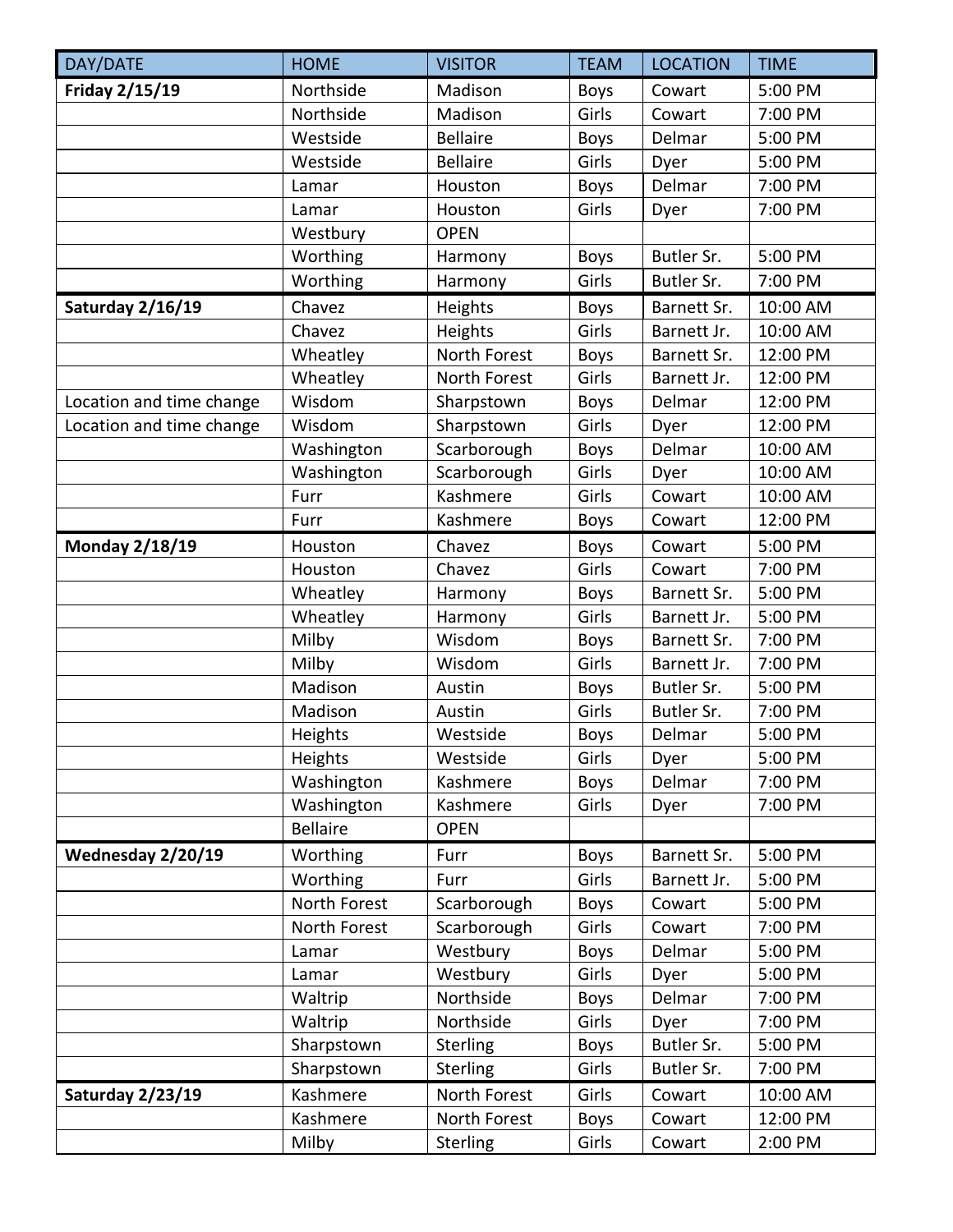| DAY/DATE | HOME | VISITOR | TEAM | LOCATION | TIME |
|---|---|---|---|---|---|
| **Friday 2/15/19** | Northside | Madison | Boys | Cowart | 5:00 PM |
| | Northside | Madison | Girls | Cowart | 7:00 PM |
| | Westside | Bellaire | Boys | Delmar | 5:00 PM |
| | Westside | Bellaire | Girls | Dyer | 5:00 PM |
| | Lamar | Houston | Boys | Delmar | 7:00 PM |
| | Lamar | Houston | Girls | Dyer | 7:00 PM |
| | Westbury | OPEN | | | |
| | Worthing | Harmony | Boys | Butler Sr. | 5:00 PM |
| | Worthing | Harmony | Girls | Butler Sr. | 7:00 PM |
| **Saturday 2/16/19** | Chavez | Heights | Boys | Barnett Sr. | 10:00 AM |
| | Chavez | Heights | Girls | Barnett Jr. | 10:00 AM |
| | Wheatley | North Forest | Boys | Barnett Sr. | 12:00 PM |
| | Wheatley | North Forest | Girls | Barnett Jr. | 12:00 PM |
| Location and time change | Wisdom | Sharpstown | Boys | Delmar | 12:00 PM |
| Location and time change | Wisdom | Sharpstown | Girls | Dyer | 12:00 PM |
| | Washington | Scarborough | Boys | Delmar | 10:00 AM |
| | Washington | Scarborough | Girls | Dyer | 10:00 AM |
| | Furr | Kashmere | Girls | Cowart | 10:00 AM |
| | Furr | Kashmere | Boys | Cowart | 12:00 PM |
| **Monday 2/18/19** | Houston | Chavez | Boys | Cowart | 5:00 PM |
| | Houston | Chavez | Girls | Cowart | 7:00 PM |
| | Wheatley | Harmony | Boys | Barnett Sr. | 5:00 PM |
| | Wheatley | Harmony | Girls | Barnett Jr. | 5:00 PM |
| | Milby | Wisdom | Boys | Barnett Sr. | 7:00 PM |
| | Milby | Wisdom | Girls | Barnett Jr. | 7:00 PM |
| | Madison | Austin | Boys | Butler Sr. | 5:00 PM |
| | Madison | Austin | Girls | Butler Sr. | 7:00 PM |
| | Heights | Westside | Boys | Delmar | 5:00 PM |
| | Heights | Westside | Girls | Dyer | 5:00 PM |
| | Washington | Kashmere | Boys | Delmar | 7:00 PM |
| | Washington | Kashmere | Girls | Dyer | 7:00 PM |
| | Bellaire | OPEN | | | |
| **Wednesday 2/20/19** | Worthing | Furr | Boys | Barnett Sr. | 5:00 PM |
| | Worthing | Furr | Girls | Barnett Jr. | 5:00 PM |
| | North Forest | Scarborough | Boys | Cowart | 5:00 PM |
| | North Forest | Scarborough | Girls | Cowart | 7:00 PM |
| | Lamar | Westbury | Boys | Delmar | 5:00 PM |
| | Lamar | Westbury | Girls | Dyer | 5:00 PM |
| | Waltrip | Northside | Boys | Delmar | 7:00 PM |
| | Waltrip | Northside | Girls | Dyer | 7:00 PM |
| | Sharpstown | Sterling | Boys | Butler Sr. | 5:00 PM |
| | Sharpstown | Sterling | Girls | Butler Sr. | 7:00 PM |
| **Saturday 2/23/19** | Kashmere | North Forest | Girls | Cowart | 10:00 AM |
| | Kashmere | North Forest | Boys | Cowart | 12:00 PM |
| | Milby | Sterling | Girls | Cowart | 2:00 PM |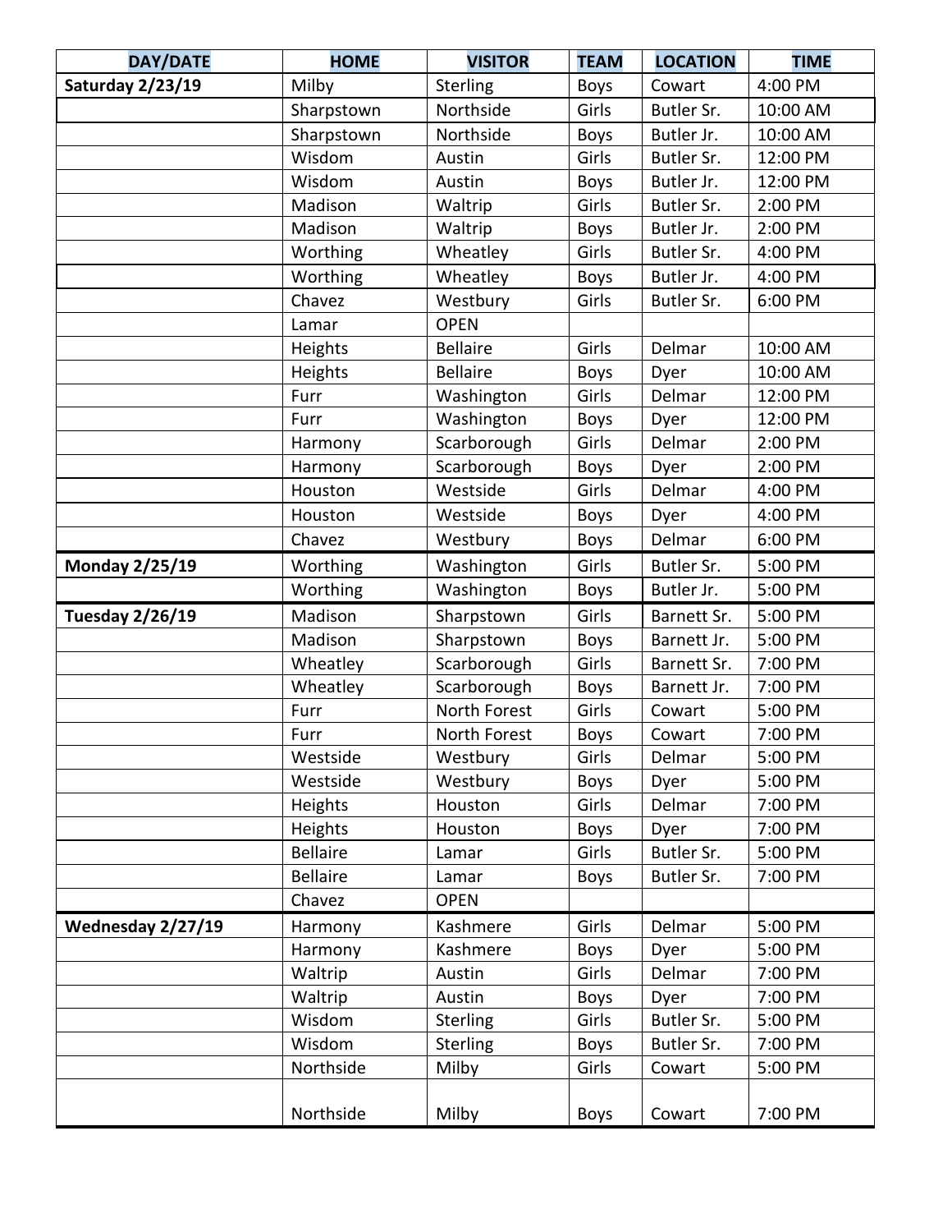| DAY/DATE | HOME | VISITOR | TEAM | LOCATION | TIME |
|---|---|---|---|---|---|
| **Saturday 2/23/19** | Milby | Sterling | Boys | Cowart | 4:00 PM |
| | Sharpstown | Northside | Girls | Butler Sr. | 10:00 AM |
| | Sharpstown | Northside | Boys | Butler Jr. | 10:00 AM |
| | Wisdom | Austin | Girls | Butler Sr. | 12:00 PM |
| | Wisdom | Austin | Boys | Butler Jr. | 12:00 PM |
| | Madison | Waltrip | Girls | Butler Sr. | 2:00 PM |
| | Madison | Waltrip | Boys | Butler Jr. | 2:00 PM |
| | Worthing | Wheatley | Girls | Butler Sr. | 4:00 PM |
| | Worthing | Wheatley | Boys | Butler Jr. | 4:00 PM |
| | Chavez | Westbury | Girls | Butler Sr. | 6:00 PM |
| | Lamar | OPEN | | | |
| | Heights | Bellaire | Girls | Delmar | 10:00 AM |
| | Heights | Bellaire | Boys | Dyer | 10:00 AM |
| | Furr | Washington | Girls | Delmar | 12:00 PM |
| | Furr | Washington | Boys | Dyer | 12:00 PM |
| | Harmony | Scarborough | Girls | Delmar | 2:00 PM |
| | Harmony | Scarborough | Boys | Dyer | 2:00 PM |
| | Houston | Westside | Girls | Delmar | 4:00 PM |
| | Houston | Westside | Boys | Dyer | 4:00 PM |
| | Chavez | Westbury | Boys | Delmar | 6:00 PM |
| **Monday 2/25/19** | Worthing | Washington | Girls | Butler Sr. | 5:00 PM |
| | Worthing | Washington | Boys | Butler Jr. | 5:00 PM |
| **Tuesday 2/26/19** | Madison | Sharpstown | Girls | Barnett Sr. | 5:00 PM |
| | Madison | Sharpstown | Boys | Barnett Jr. | 5:00 PM |
| | Wheatley | Scarborough | Girls | Barnett Sr. | 7:00 PM |
| | Wheatley | Scarborough | Boys | Barnett Jr. | 7:00 PM |
| | Furr | North Forest | Girls | Cowart | 5:00 PM |
| | Furr | North Forest | Boys | Cowart | 7:00 PM |
| | Westside | Westbury | Girls | Delmar | 5:00 PM |
| | Westside | Westbury | Boys | Dyer | 5:00 PM |
| | Heights | Houston | Girls | Delmar | 7:00 PM |
| | Heights | Houston | Boys | Dyer | 7:00 PM |
| | Bellaire | Lamar | Girls | Butler Sr. | 5:00 PM |
| | Bellaire | Lamar | Boys | Butler Sr. | 7:00 PM |
| | Chavez | OPEN | | | |
| **Wednesday 2/27/19** | Harmony | Kashmere | Girls | Delmar | 5:00 PM |
| | Harmony | Kashmere | Boys | Dyer | 5:00 PM |
| | Waltrip | Austin | Girls | Delmar | 7:00 PM |
| | Waltrip | Austin | Boys | Dyer | 7:00 PM |
| | Wisdom | Sterling | Girls | Butler Sr. | 5:00 PM |
| | Wisdom | Sterling | Boys | Butler Sr. | 7:00 PM |
| | Northside | Milby | Girls | Cowart | 5:00 PM |
| | Northside | Milby | Boys | Cowart | 7:00 PM |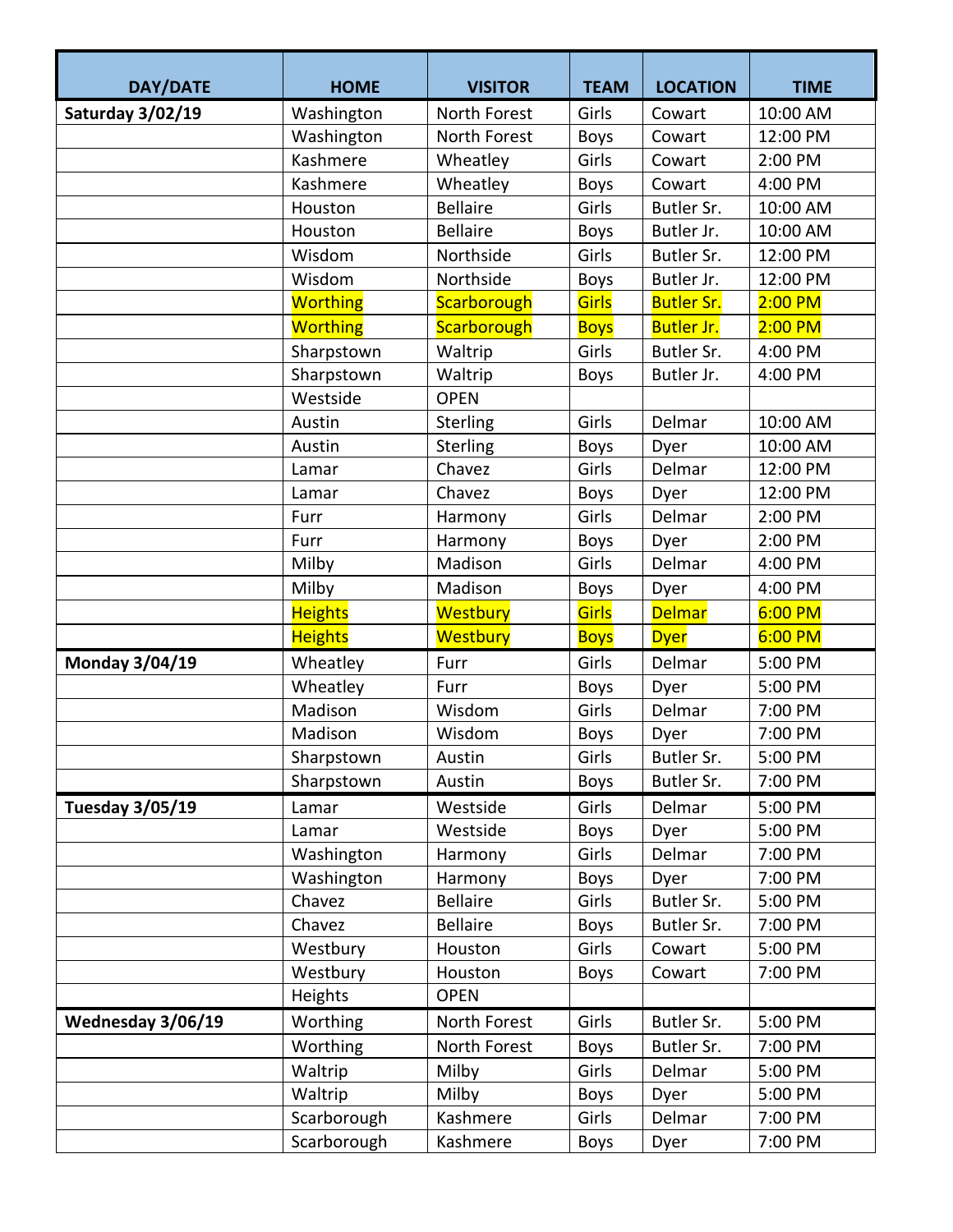| DAY/DATE | HOME | VISITOR | TEAM | LOCATION | TIME |
|---|---|---|---|---|---|
| **Saturday 3/02/19** | Washington | North Forest | Girls | Cowart | 10:00 AM |
| | Washington | North Forest | Boys | Cowart | 12:00 PM |
| | Kashmere | Wheatley | Girls | Cowart | 2:00 PM |
| | Kashmere | Wheatley | Boys | Cowart | 4:00 PM |
| | Houston | Bellaire | Girls | Butler Sr. | 10:00 AM |
| | Houston | Bellaire | Boys | Butler Jr. | 10:00 AM |
| | Wisdom | Northside | Girls | Butler Sr. | 12:00 PM |
| | Wisdom | Northside | Boys | Butler Jr. | 12:00 PM |
| | Worthing | Scarborough | Girls | Butler Sr. | 2:00 PM |
| | Worthing | Scarborough | Boys | Butler Jr. | 2:00 PM |
| | Sharpstown | Waltrip | Girls | Butler Sr. | 4:00 PM |
| | Sharpstown | Waltrip | Boys | Butler Jr. | 4:00 PM |
| | Westside | OPEN | | | |
| | Austin | Sterling | Girls | Delmar | 10:00 AM |
| | Austin | Sterling | Boys | Dyer | 10:00 AM |
| | Lamar | Chavez | Girls | Delmar | 12:00 PM |
| | Lamar | Chavez | Boys | Dyer | 12:00 PM |
| | Furr | Harmony | Girls | Delmar | 2:00 PM |
| | Furr | Harmony | Boys | Dyer | 2:00 PM |
| | Milby | Madison | Girls | Delmar | 4:00 PM |
| | Milby | Madison | Boys | Dyer | 4:00 PM |
| | Heights | Westbury | Girls | Delmar | 6:00 PM |
| | Heights | Westbury | Boys | Dyer | 6:00 PM |
| **Monday 3/04/19** | Wheatley | Furr | Girls | Delmar | 5:00 PM |
| | Wheatley | Furr | Boys | Dyer | 5:00 PM |
| | Madison | Wisdom | Girls | Delmar | 7:00 PM |
| | Madison | Wisdom | Boys | Dyer | 7:00 PM |
| | Sharpstown | Austin | Girls | Butler Sr. | 5:00 PM |
| | Sharpstown | Austin | Boys | Butler Sr. | 7:00 PM |
| **Tuesday 3/05/19** | Lamar | Westside | Girls | Delmar | 5:00 PM |
| | Lamar | Westside | Boys | Dyer | 5:00 PM |
| | Washington | Harmony | Girls | Delmar | 7:00 PM |
| | Washington | Harmony | Boys | Dyer | 7:00 PM |
| | Chavez | Bellaire | Girls | Butler Sr. | 5:00 PM |
| | Chavez | Bellaire | Boys | Butler Sr. | 7:00 PM |
| | Westbury | Houston | Girls | Cowart | 5:00 PM |
| | Westbury | Houston | Boys | Cowart | 7:00 PM |
| | Heights | OPEN | | | |
| **Wednesday 3/06/19** | Worthing | North Forest | Girls | Butler Sr. | 5:00 PM |
| | Worthing | North Forest | Boys | Butler Sr. | 7:00 PM |
| | Waltrip | Milby | Girls | Delmar | 5:00 PM |
| | Waltrip | Milby | Boys | Dyer | 5:00 PM |
| | Scarborough | Kashmere | Girls | Delmar | 7:00 PM |
| | Scarborough | Kashmere | Boys | Dyer | 7:00 PM |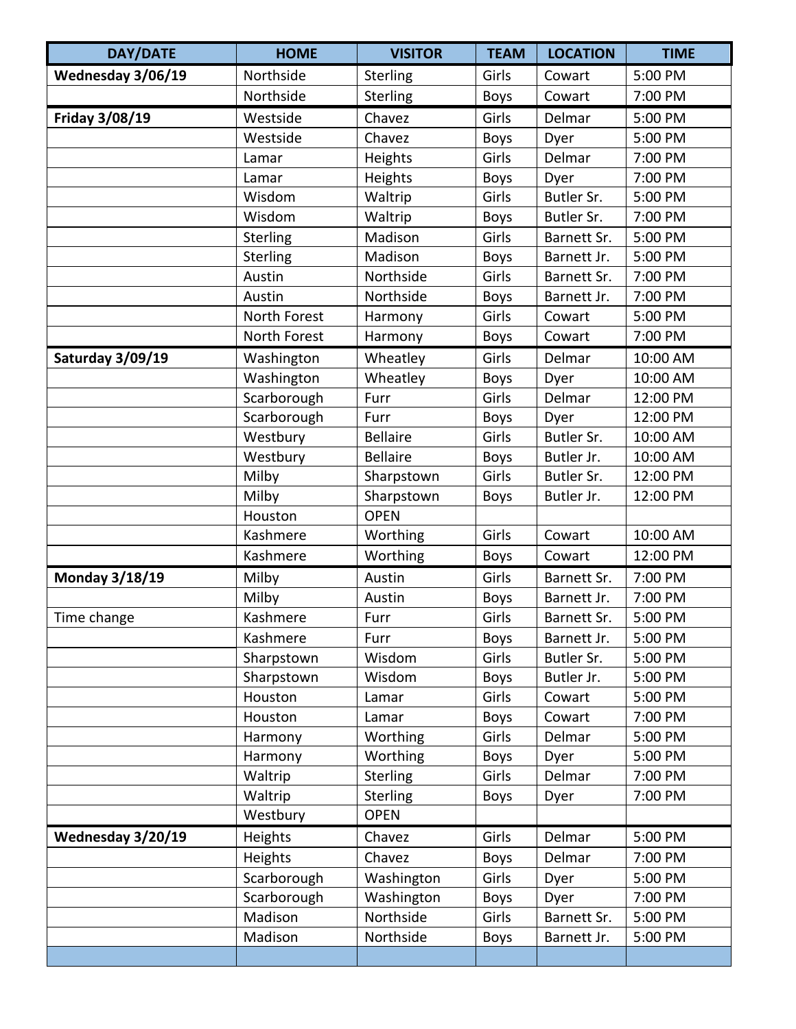| DAY/DATE | HOME | VISITOR | TEAM | LOCATION | TIME |
|---|---|---|---|---|---|
| **Wednesday 3/06/19** | Northside | Sterling | Girls | Cowart | 5:00 PM |
| | Northside | Sterling | Boys | Cowart | 7:00 PM |
| **Friday 3/08/19** | Westside | Chavez | Girls | Delmar | 5:00 PM |
| | Westside | Chavez | Boys | Dyer | 5:00 PM |
| | Lamar | Heights | Girls | Delmar | 7:00 PM |
| | Lamar | Heights | Boys | Dyer | 7:00 PM |
| | Wisdom | Waltrip | Girls | Butler Sr. | 5:00 PM |
| | Wisdom | Waltrip | Boys | Butler Sr. | 7:00 PM |
| | Sterling | Madison | Girls | Barnett Sr. | 5:00 PM |
| | Sterling | Madison | Boys | Barnett Jr. | 5:00 PM |
| | Austin | Northside | Girls | Barnett Sr. | 7:00 PM |
| | Austin | Northside | Boys | Barnett Jr. | 7:00 PM |
| | North Forest | Harmony | Girls | Cowart | 5:00 PM |
| | North Forest | Harmony | Boys | Cowart | 7:00 PM |
| **Saturday 3/09/19** | Washington | Wheatley | Girls | Delmar | 10:00 AM |
| | Washington | Wheatley | Boys | Dyer | 10:00 AM |
| | Scarborough | Furr | Girls | Delmar | 12:00 PM |
| | Scarborough | Furr | Boys | Dyer | 12:00 PM |
| | Westbury | Bellaire | Girls | Butler Sr. | 10:00 AM |
| | Westbury | Bellaire | Boys | Butler Jr. | 10:00 AM |
| | Milby | Sharpstown | Girls | Butler Sr. | 12:00 PM |
| | Milby | Sharpstown | Boys | Butler Jr. | 12:00 PM |
| | Houston | OPEN | | | |
| | Kashmere | Worthing | Girls | Cowart | 10:00 AM |
| | Kashmere | Worthing | Boys | Cowart | 12:00 PM |
| **Monday 3/18/19** | Milby | Austin | Girls | Barnett Sr. | 7:00 PM |
| | Milby | Austin | Boys | Barnett Jr. | 7:00 PM |
| Time change | Kashmere | Furr | Girls | Barnett Sr. | 5:00 PM |
| | Kashmere | Furr | Boys | Barnett Jr. | 5:00 PM |
| | Sharpstown | Wisdom | Girls | Butler Sr. | 5:00 PM |
| | Sharpstown | Wisdom | Boys | Butler Jr. | 5:00 PM |
| | Houston | Lamar | Girls | Cowart | 5:00 PM |
| | Houston | Lamar | Boys | Cowart | 7:00 PM |
| | Harmony | Worthing | Girls | Delmar | 5:00 PM |
| | Harmony | Worthing | Boys | Dyer | 5:00 PM |
| | Waltrip | Sterling | Girls | Delmar | 7:00 PM |
| | Waltrip | Sterling | Boys | Dyer | 7:00 PM |
| | Westbury | OPEN | | | |
| **Wednesday 3/20/19** | Heights | Chavez | Girls | Delmar | 5:00 PM |
| | Heights | Chavez | Boys | Delmar | 7:00 PM |
| | Scarborough | Washington | Girls | Dyer | 5:00 PM |
| | Scarborough | Washington | Boys | Dyer | 7:00 PM |
| | Madison | Northside | Girls | Barnett Sr. | 5:00 PM |
| | Madison | Northside | Boys | Barnett Jr. | 5:00 PM |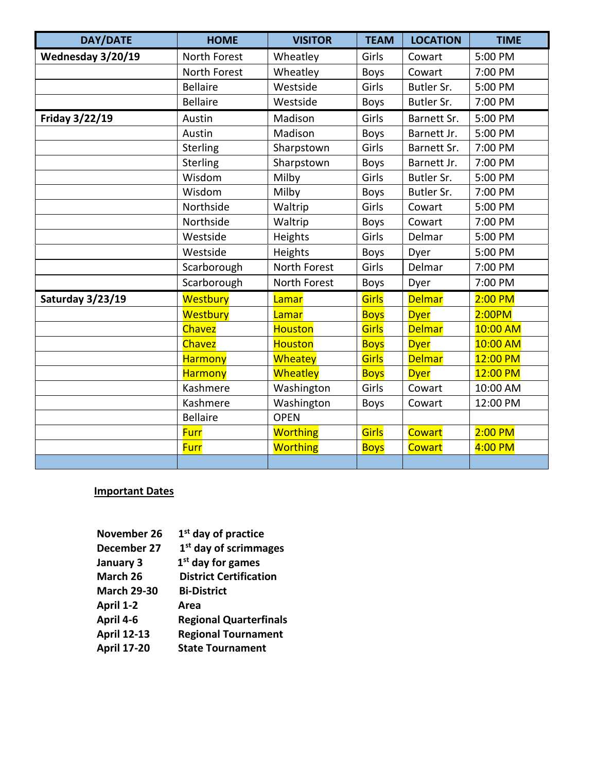| DAY/DATE | HOME | VISITOR | TEAM | LOCATION | TIME |
|---|---|---|---|---|---|
| **Wednesday 3/20/19** | North Forest | Wheatley | Girls | Cowart | 5:00 PM |
| | North Forest | Wheatley | Boys | Cowart | 7:00 PM |
| | Bellaire | Westside | Girls | Butler Sr. | 5:00 PM |
| | Bellaire | Westside | Boys | Butler Sr. | 7:00 PM |
| **Friday 3/22/19** | Austin | Madison | Girls | Barnett Sr. | 5:00 PM |
| | Austin | Madison | Boys | Barnett Jr. | 5:00 PM |
| | Sterling | Sharpstown | Girls | Barnett Sr. | 7:00 PM |
| | Sterling | Sharpstown | Boys | Barnett Jr. | 7:00 PM |
| | Wisdom | Milby | Girls | Butler Sr. | 5:00 PM |
| | Wisdom | Milby | Boys | Butler Sr. | 7:00 PM |
| | Northside | Waltrip | Girls | Cowart | 5:00 PM |
| | Northside | Waltrip | Boys | Cowart | 7:00 PM |
| | Westside | Heights | Girls | Delmar | 5:00 PM |
| | Westside | Heights | Boys | Dyer | 5:00 PM |
| | Scarborough | North Forest | Girls | Delmar | 7:00 PM |
| | Scarborough | North Forest | Boys | Dyer | 7:00 PM |
| **Saturday 3/23/19** | Westbury | Lamar | Girls | Delmar | 2:00 PM |
| | Westbury | Lamar | Boys | Dyer | 2:00PM |
| | Chavez | Houston | Girls | Delmar | 10:00 AM |
| | Chavez | Houston | Boys | Dyer | 10:00 AM |
| | Harmony | Wheatey | Girls | Delmar | 12:00 PM |
| | Harmony | Wheatley | Boys | Dyer | 12:00 PM |
| | Kashmere | Washington | Girls | Cowart | 10:00 AM |
| | Kashmere | Washington | Boys | Cowart | 12:00 PM |
| | Bellaire | OPEN | | | |
| | Furr | Worthing | Girls | Cowart | 2:00 PM |
| | Furr | Worthing | Boys | Cowart | 4:00 PM |
| | | | | | |

**Important Dates**

| | |
|---|---|
| **November 26** | **1st day of practice** |
| **December 27** | **1st day of scrimmages** |
| **January 3** | **1st day for games** |
| **March 26** | **District Certification** |
| **March 29-30** | **Bi-District** |
| **April 1-2** | **Area** |
| **April 4-6** | **Regional Quarterfinals** |
| **April 12-13** | **Regional Tournament** |
| **April 17-20** | **State Tournament** |